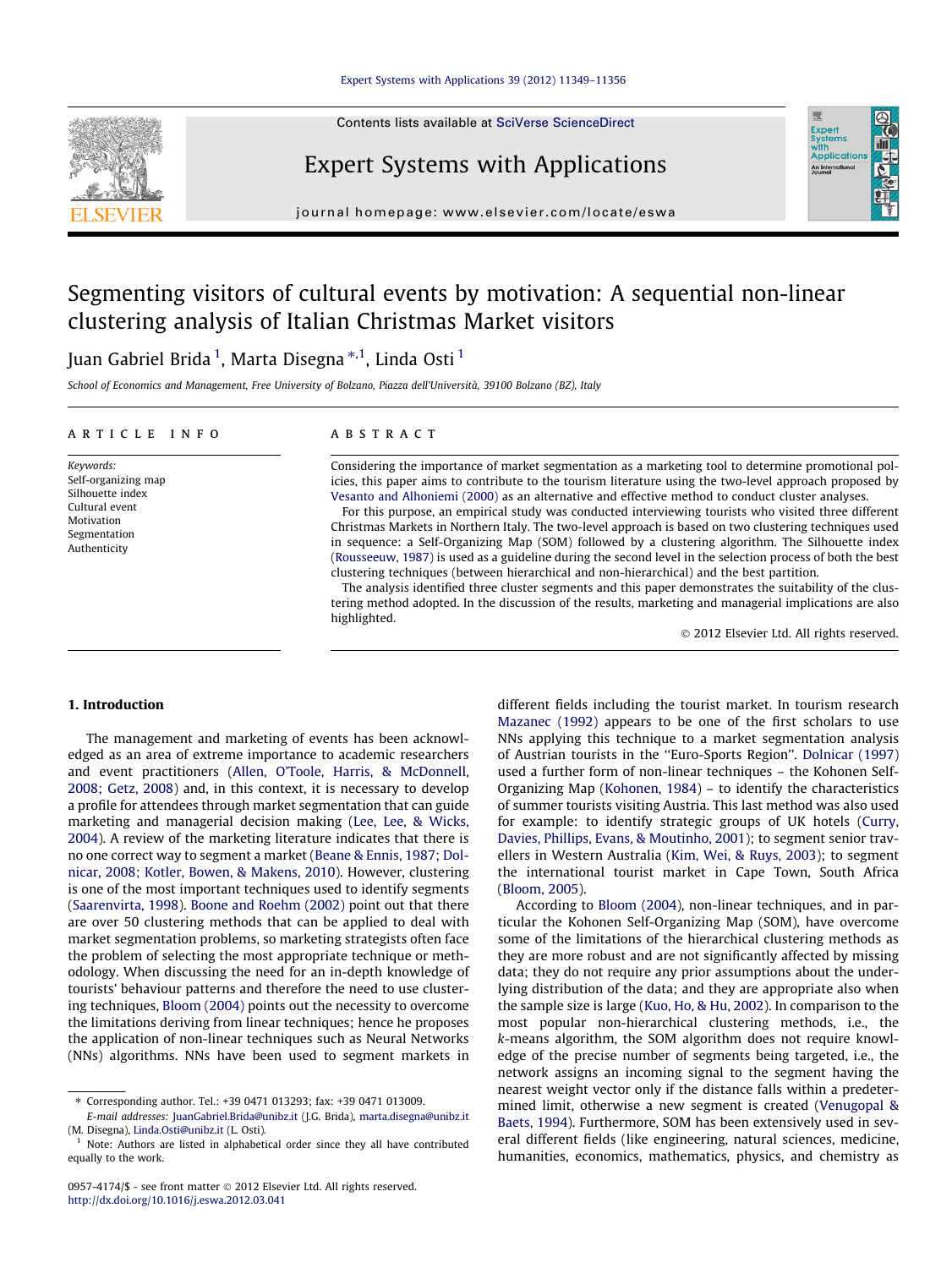# Segmenting visitors of cultural events by motivation: A sequential non-linear clustering analysis of Italian Christmas Market visitors

Juan Gabriel Brida [1], Marta Disegna *[,1], Linda Osti [1]

*School of Economics and Management, Free University of Bolzano, Piazza dell'Università, 39100 Bolzano (BZ), Italy*

**ARTICLE INFO**

*Keywords:*
Self-organizing map
Silhouette index
Cultural event
Motivation
Segmentation
Authenticity

**ABSTRACT**

Considering the importance of market segmentation as a marketing tool to determine promotional policies, this paper aims to contribute to the tourism literature using the two-level approach proposed by Vesanto and Alhoniemi (2000) as an alternative and effective method to conduct cluster analyses.

For this purpose, an empirical study was conducted interviewing tourists who visited three different Christmas Markets in Northern Italy. The two-level approach is based on two clustering techniques used in sequence: a Self-Organizing Map (SOM) followed by a clustering algorithm. The Silhouette index (Rousseeuw, 1987) is used as a guideline during the second level in the selection process of both the best clustering techniques (between hierarchical and non-hierarchical) and the best partition.

The analysis identified three cluster segments and this paper demonstrates the suitability of the clustering method adopted. In the discussion of the results, marketing and managerial implications are also highlighted.

© 2012 Elsevier Ltd. All rights reserved.

## 1. Introduction

The management and marketing of events has been acknowledged as an area of extreme importance to academic researchers and event practitioners (Allen, O'Toole, Harris, & McDonnell, 2008; Getz, 2008) and, in this context, it is necessary to develop a profile for attendees through market segmentation that can guide marketing and managerial decision making (Lee, Lee, & Wicks, 2004). A review of the marketing literature indicates that there is no one correct way to segment a market (Beane & Ennis, 1987; Dolnicar, 2008; Kotler, Bowen, & Makens, 2010). However, clustering is one of the most important techniques used to identify segments (Saarenvirta, 1998). Boone and Roehm (2002) point out that there are over 50 clustering methods that can be applied to deal with market segmentation problems, so marketing strategists often face the problem of selecting the most appropriate technique or methodology. When discussing the need for an in-depth knowledge of tourists' behaviour patterns and therefore the need to use clustering techniques, Bloom (2004) points out the necessity to overcome the limitations deriving from linear techniques; hence he proposes the application of non-linear techniques such as Neural Networks (NNs) algorithms. NNs have been used to segment markets in different fields including the tourist market. In tourism research Mazanec (1992) appears to be one of the first scholars to use NNs applying this technique to a market segmentation analysis of Austrian tourists in the "Euro-Sports Region". Dolnicar (1997) used a further form of non-linear techniques – the Kohonen Self-Organizing Map (Kohonen, 1984) – to identify the characteristics of summer tourists visiting Austria. This last method was also used for example: to identify strategic groups of UK hotels (Curry, Davies, Phillips, Evans, & Moutinho, 2001); to segment senior travellers in Western Australia (Kim, Wei, & Ruys, 2003); to segment the international tourist market in Cape Town, South Africa (Bloom, 2005).

According to Bloom (2004), non-linear techniques, and in particular the Kohonen Self-Organizing Map (SOM), have overcome some of the limitations of the hierarchical clustering methods as they are more robust and are not significantly affected by missing data; they do not require any prior assumptions about the underlying distribution of the data; and they are appropriate also when the sample size is large (Kuo, Ho, & Hu, 2002). In comparison to the most popular non-hierarchical clustering methods, i.e., the *k*-means algorithm, the SOM algorithm does not require knowledge of the precise number of segments being targeted, i.e., the network assigns an incoming signal to the segment having the nearest weight vector only if the distance falls within a predetermined limit, otherwise a new segment is created (Venugopal & Baets, 1994). Furthermore, SOM has been extensively used in several different fields (like engineering, natural sciences, medicine, humanities, economics, mathematics, physics, and chemistry as

---

* Corresponding author. Tel.: +39 0471 013293; fax: +39 0471 013009.
*E-mail addresses:* JuanGabriel.Brida@unibz.it (J.G. Brida), marta.disegna@unibz.it (M. Disegna), Linda.Osti@unibz.it (L. Osti).

[1] Note: Authors are listed in alphabetical order since they all have contributed equally to the work.

0957-4174/$ - see front matter © 2012 Elsevier Ltd. All rights reserved.
http://dx.doi.org/10.1016/j.eswa.2012.03.041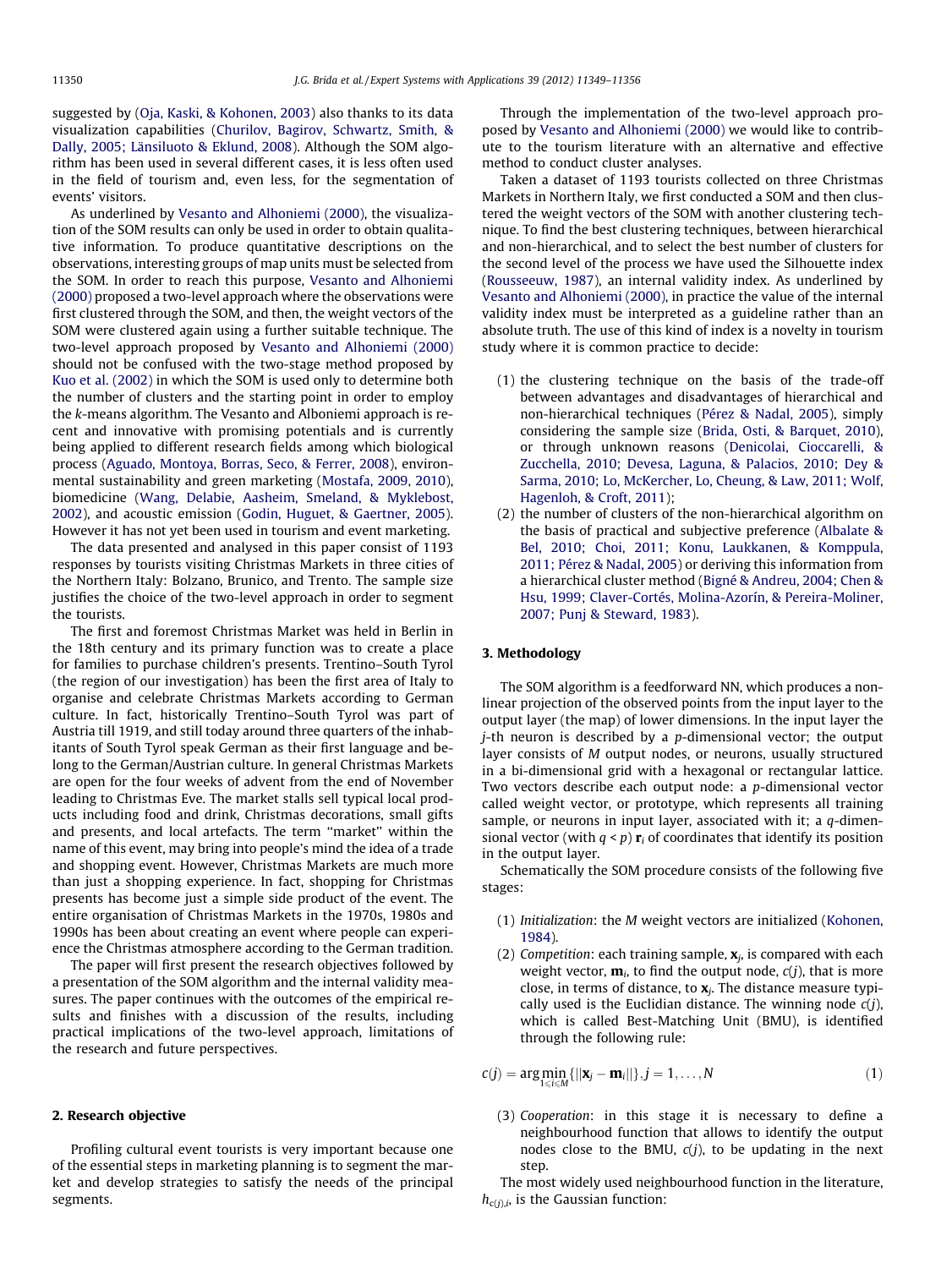suggested by (Oja, Kaski, & Kohonen, 2003) also thanks to its data visualization capabilities (Churilov, Bagirov, Schwartz, Smith, & Dally, 2005; Länsiluoto & Eklund, 2008). Although the SOM algorithm has been used in several different cases, it is less often used in the field of tourism and, even less, for the segmentation of events' visitors.

As underlined by Vesanto and Alhoniemi (2000), the visualization of the SOM results can only be used in order to obtain qualitative information. To produce quantitative descriptions on the observations, interesting groups of map units must be selected from the SOM. In order to reach this purpose, Vesanto and Alhoniemi (2000) proposed a two-level approach where the observations were first clustered through the SOM, and then, the weight vectors of the SOM were clustered again using a further suitable technique. The two-level approach proposed by Vesanto and Alhoniemi (2000) should not be confused with the two-stage method proposed by Kuo et al. (2002) in which the SOM is used only to determine both the number of clusters and the starting point in order to employ the *k*-means algorithm. The Vesanto and Alboniemi approach is recent and innovative with promising potentials and is currently being applied to different research fields among which biological process (Aguado, Montoya, Borras, Seco, & Ferrer, 2008), environmental sustainability and green marketing (Mostafa, 2009, 2010), biomedicine (Wang, Delabie, Aasheim, Smeland, & Myklebost, 2002), and acoustic emission (Godin, Huguet, & Gaertner, 2005). However it has not yet been used in tourism and event marketing.

The data presented and analysed in this paper consist of 1193 responses by tourists visiting Christmas Markets in three cities of the Northern Italy: Bolzano, Brunico, and Trento. The sample size justifies the choice of the two-level approach in order to segment the tourists.

The first and foremost Christmas Market was held in Berlin in the 18th century and its primary function was to create a place for families to purchase children's presents. Trentino–South Tyrol (the region of our investigation) has been the first area of Italy to organise and celebrate Christmas Markets according to German culture. In fact, historically Trentino–South Tyrol was part of Austria till 1919, and still today around three quarters of the inhabitants of South Tyrol speak German as their first language and belong to the German/Austrian culture. In general Christmas Markets are open for the four weeks of advent from the end of November leading to Christmas Eve. The market stalls sell typical local products including food and drink, Christmas decorations, small gifts and presents, and local artefacts. The term "market" within the name of this event, may bring into people's mind the idea of a trade and shopping event. However, Christmas Markets are much more than just a shopping experience. In fact, shopping for Christmas presents has become just a simple side product of the event. The entire organisation of Christmas Markets in the 1970s, 1980s and 1990s has been about creating an event where people can experience the Christmas atmosphere according to the German tradition.

The paper will first present the research objectives followed by a presentation of the SOM algorithm and the internal validity measures. The paper continues with the outcomes of the empirical results and finishes with a discussion of the results, including practical implications of the two-level approach, limitations of the research and future perspectives.

## 2. Research objective

Profiling cultural event tourists is very important because one of the essential steps in marketing planning is to segment the market and develop strategies to satisfy the needs of the principal segments.

Through the implementation of the two-level approach proposed by Vesanto and Alhoniemi (2000) we would like to contribute to the tourism literature with an alternative and effective method to conduct cluster analyses.

Taken a dataset of 1193 tourists collected on three Christmas Markets in Northern Italy, we first conducted a SOM and then clustered the weight vectors of the SOM with another clustering technique. To find the best clustering techniques, between hierarchical and non-hierarchical, and to select the best number of clusters for the second level of the process we have used the Silhouette index (Rousseeuw, 1987), an internal validity index. As underlined by Vesanto and Alhoniemi (2000), in practice the value of the internal validity index must be interpreted as a guideline rather than an absolute truth. The use of this kind of index is a novelty in tourism study where it is common practice to decide:

(1) the clustering technique on the basis of the trade-off between advantages and disadvantages of hierarchical and non-hierarchical techniques (Pérez & Nadal, 2005), simply considering the sample size (Brida, Osti, & Barquet, 2010), or through unknown reasons (Denicolai, Cioccarelli, & Zucchella, 2010; Devesa, Laguna, & Palacios, 2010; Dey & Sarma, 2010; Lo, McKercher, Lo, Cheung, & Law, 2011; Wolf, Hagenloh, & Croft, 2011);
(2) the number of clusters of the non-hierarchical algorithm on the basis of practical and subjective preference (Albalate & Bel, 2010; Choi, 2011; Konu, Laukkanen, & Komppula, 2011; Pérez & Nadal, 2005) or deriving this information from a hierarchical cluster method (Bigné & Andreu, 2004; Chen & Hsu, 1999; Claver-Cortés, Molina-Azorín, & Pereira-Moliner, 2007; Punj & Steward, 1983).

## 3. Methodology

The SOM algorithm is a feedforward NN, which produces a non-linear projection of the observed points from the input layer to the output layer (the map) of lower dimensions. In the input layer the *j*-th neuron is described by a *p*-dimensional vector; the output layer consists of *M* output nodes, or neurons, usually structured in a bi-dimensional grid with a hexagonal or rectangular lattice. Two vectors describe each output node: a *p*-dimensional vector called weight vector, or prototype, which represents all training sample, or neurons in input layer, associated with it; a *q*-dimensional vector (with $q < p$) $\mathbf{r}_i$ of coordinates that identify its position in the output layer.

Schematically the SOM procedure consists of the following five stages:

(1) *Initialization*: the *M* weight vectors are initialized (Kohonen, 1984).
(2) *Competition*: each training sample, $\mathbf{x}_j$, is compared with each weight vector, $\mathbf{m}_i$, to find the output node, $c(j)$, that is more close, in terms of distance, to $\mathbf{x}_j$. The distance measure typically used is the Euclidian distance. The winning node $c(j)$, which is called Best-Matching Unit (BMU), is identified through the following rule:

$$c(j) = \arg\min_{1 \leq i \leq M} \{||\mathbf{x}_j - \mathbf{m}_i||\}, j = 1, \ldots, N \tag{1}$$

(3) *Cooperation*: in this stage it is necessary to define a neighbourhood function that allows to identify the output nodes close to the BMU, $c(j)$, to be updating in the next step.

The most widely used neighbourhood function in the literature, $h_{c(j),i}$, is the Gaussian function: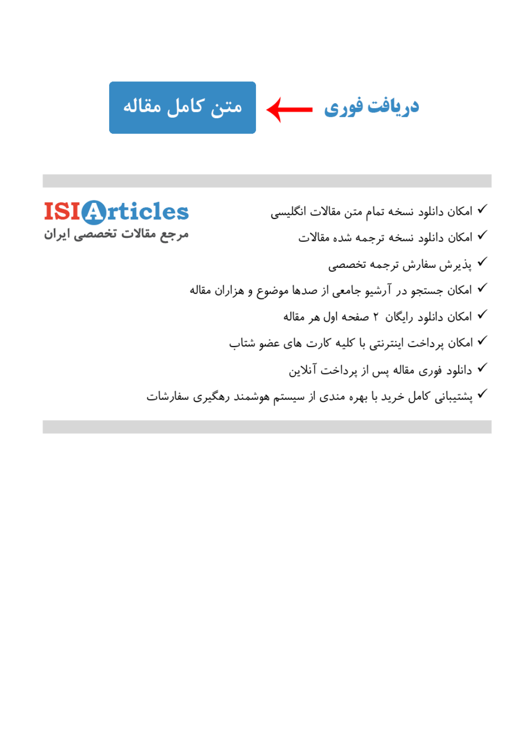دریافت فوری ← **متن کامل مقاله**

ISIArticles
مرجع مقالات تخصصی ایران

- ✓ امکان دانلود نسخه تمام متن مقالات انگلیسی
- ✓ امکان دانلود نسخه ترجمه شده مقالات
- ✓ پذیرش سفارش ترجمه تخصصی
- ✓ امکان جستجو در آرشیو جامعی از صدها موضوع و هزاران مقاله
- ✓ امکان دانلود رایگان ۲ صفحه اول هر مقاله
- ✓ امکان پرداخت اینترنتی با کلیه کارت های عضو شتاب
- ✓ دانلود فوری مقاله پس از پرداخت آنلاین
- ✓ پشتیبانی کامل خرید با بهره مندی از سیستم هوشمند رهگیری سفارشات